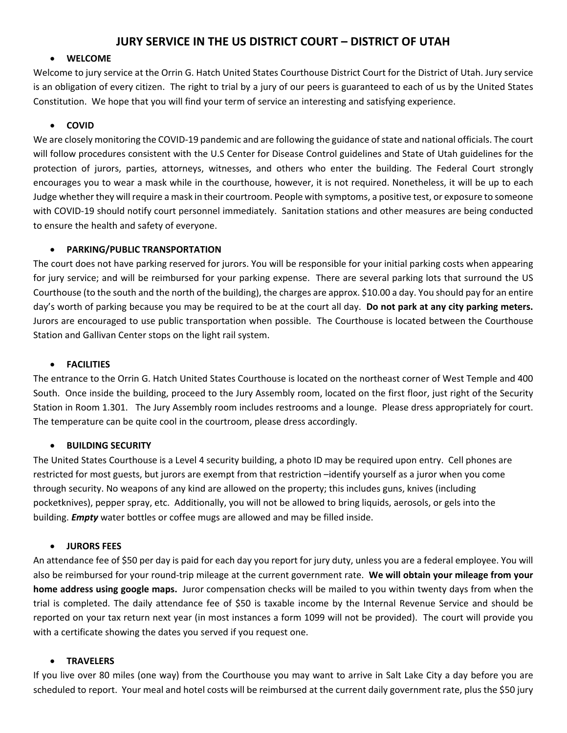# JURY SERVICE IN THE US DISTRICT COURT – DISTRICT OF UTAH

- **WELCOME**

Welcome to jury service at the Orrin G. Hatch United States Courthouse District Court for the District of Utah. Jury service is an obligation of every citizen. The right to trial by a jury of our peers is guaranteed to each of us by the United States Constitution. We hope that you will find your term of service an interesting and satisfying experience.

- **COVID**

We are closely monitoring the COVID-19 pandemic and are following the guidance of state and national officials. The court will follow procedures consistent with the U.S Center for Disease Control guidelines and State of Utah guidelines for the protection of jurors, parties, attorneys, witnesses, and others who enter the building. The Federal Court strongly encourages you to wear a mask while in the courthouse, however, it is not required. Nonetheless, it will be up to each Judge whether they will require a mask in their courtroom. People with symptoms, a positive test, or exposure to someone with COVID-19 should notify court personnel immediately. Sanitation stations and other measures are being conducted to ensure the health and safety of everyone.

- **PARKING/PUBLIC TRANSPORTATION**

The court does not have parking reserved for jurors. You will be responsible for your initial parking costs when appearing for jury service; and will be reimbursed for your parking expense. There are several parking lots that surround the US Courthouse (to the south and the north of the building), the charges are approx. $10.00 a day. You should pay for an entire day's worth of parking because you may be required to be at the court all day. **Do not park at any city parking meters.** Jurors are encouraged to use public transportation when possible. The Courthouse is located between the Courthouse Station and Gallivan Center stops on the light rail system.

- **FACILITIES**

The entrance to the Orrin G. Hatch United States Courthouse is located on the northeast corner of West Temple and 400 South. Once inside the building, proceed to the Jury Assembly room, located on the first floor, just right of the Security Station in Room 1.301. The Jury Assembly room includes restrooms and a lounge. Please dress appropriately for court. The temperature can be quite cool in the courtroom, please dress accordingly.

- **BUILDING SECURITY**

The United States Courthouse is a Level 4 security building, a photo ID may be required upon entry. Cell phones are restricted for most guests, but jurors are exempt from that restriction –identify yourself as a juror when you come through security. No weapons of any kind are allowed on the property; this includes guns, knives (including pocketknives), pepper spray, etc. Additionally, you will not be allowed to bring liquids, aerosols, or gels into the building. ***Empty*** water bottles or coffee mugs are allowed and may be filled inside.

- **JURORS FEES**

An attendance fee of $50 per day is paid for each day you report for jury duty, unless you are a federal employee. You will also be reimbursed for your round-trip mileage at the current government rate. **We will obtain your mileage from your home address using google maps.** Juror compensation checks will be mailed to you within twenty days from when the trial is completed. The daily attendance fee of $50 is taxable income by the Internal Revenue Service and should be reported on your tax return next year (in most instances a form 1099 will not be provided). The court will provide you with a certificate showing the dates you served if you request one.

- **TRAVELERS**

If you live over 80 miles (one way) from the Courthouse you may want to arrive in Salt Lake City a day before you are scheduled to report. Your meal and hotel costs will be reimbursed at the current daily government rate, plus the $50 jury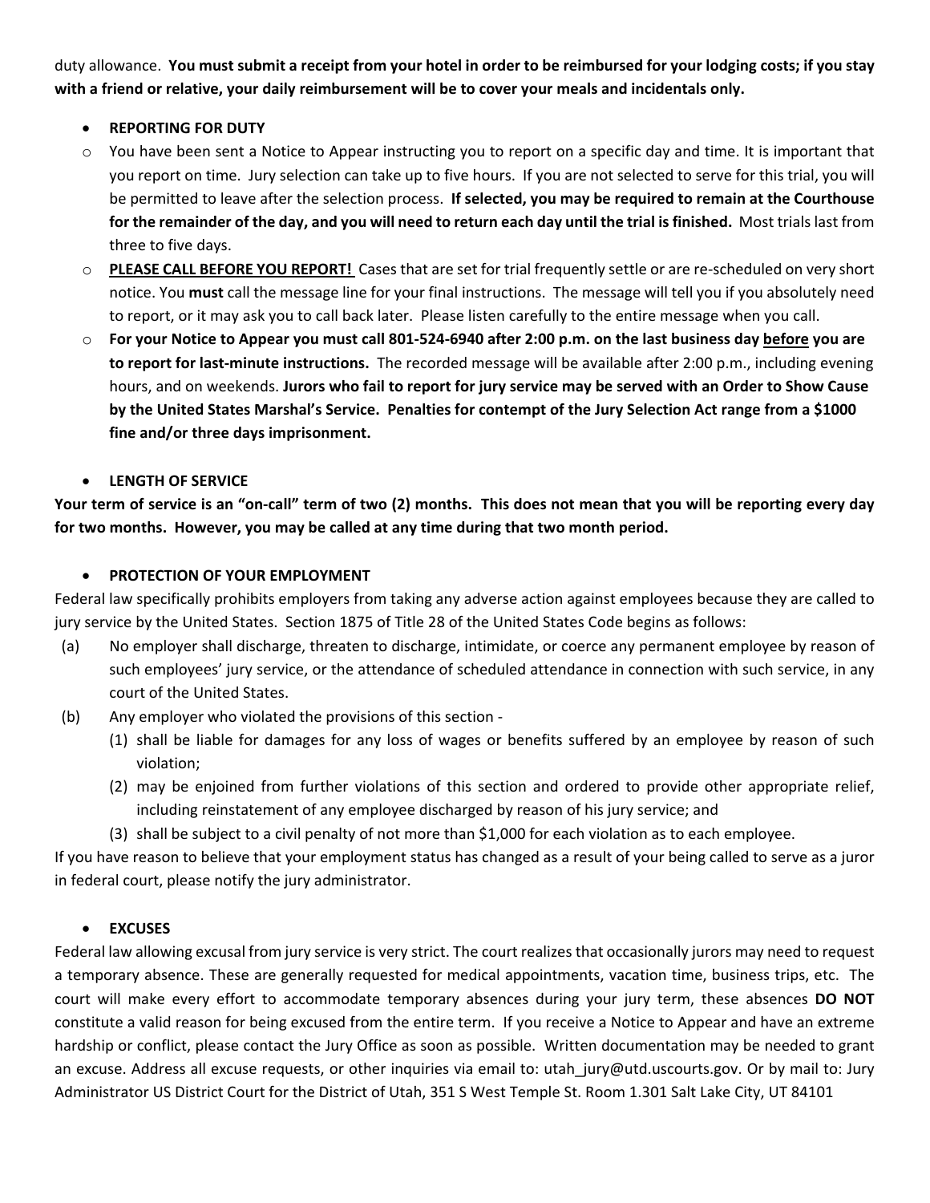duty allowance. **You must submit a receipt from your hotel in order to be reimbursed for your lodging costs; if you stay with a friend or relative, your daily reimbursement will be to cover your meals and incidentals only.**

- **REPORTING FOR DUTY**
  - You have been sent a Notice to Appear instructing you to report on a specific day and time. It is important that you report on time. Jury selection can take up to five hours. If you are not selected to serve for this trial, you will be permitted to leave after the selection process. **If selected, you may be required to remain at the Courthouse for the remainder of the day, and you will need to return each day until the trial is finished.** Most trials last from three to five days.
  - **PLEASE CALL BEFORE YOU REPORT!** Cases that are set for trial frequently settle or are re-scheduled on very short notice. You **must** call the message line for your final instructions. The message will tell you if you absolutely need to report, or it may ask you to call back later. Please listen carefully to the entire message when you call.
  - **For your Notice to Appear you must call 801-524-6940 after 2:00 p.m. on the last business day before you are to report for last-minute instructions.** The recorded message will be available after 2:00 p.m., including evening hours, and on weekends. **Jurors who fail to report for jury service may be served with an Order to Show Cause by the United States Marshal's Service. Penalties for contempt of the Jury Selection Act range from a $1000 fine and/or three days imprisonment.**

- **LENGTH OF SERVICE**

**Your term of service is an "on-call" term of two (2) months. This does not mean that you will be reporting every day for two months. However, you may be called at any time during that two month period.**

- **PROTECTION OF YOUR EMPLOYMENT**

Federal law specifically prohibits employers from taking any adverse action against employees because they are called to jury service by the United States. Section 1875 of Title 28 of the United States Code begins as follows:

(a) No employer shall discharge, threaten to discharge, intimidate, or coerce any permanent employee by reason of such employees' jury service, or the attendance of scheduled attendance in connection with such service, in any court of the United States.

(b) Any employer who violated the provisions of this section -

  (1) shall be liable for damages for any loss of wages or benefits suffered by an employee by reason of such violation;

  (2) may be enjoined from further violations of this section and ordered to provide other appropriate relief, including reinstatement of any employee discharged by reason of his jury service; and

  (3) shall be subject to a civil penalty of not more than $1,000 for each violation as to each employee.

If you have reason to believe that your employment status has changed as a result of your being called to serve as a juror in federal court, please notify the jury administrator.

- **EXCUSES**

Federal law allowing excusal from jury service is very strict. The court realizes that occasionally jurors may need to request a temporary absence. These are generally requested for medical appointments, vacation time, business trips, etc. The court will make every effort to accommodate temporary absences during your jury term, these absences **DO NOT** constitute a valid reason for being excused from the entire term. If you receive a Notice to Appear and have an extreme hardship or conflict, please contact the Jury Office as soon as possible. Written documentation may be needed to grant an excuse. Address all excuse requests, or other inquiries via email to: utah_jury@utd.uscourts.gov. Or by mail to: Jury Administrator US District Court for the District of Utah, 351 S West Temple St. Room 1.301 Salt Lake City, UT 84101